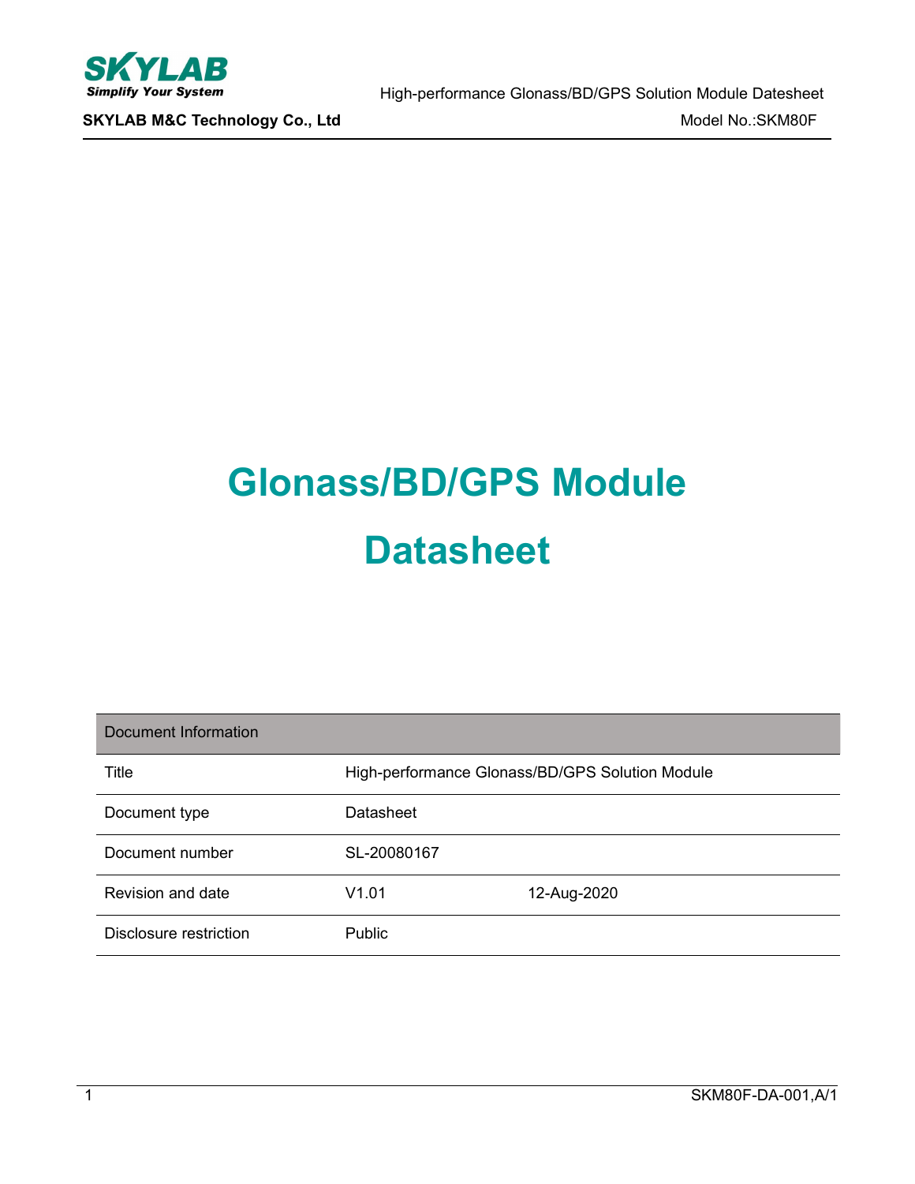# Glonass/BD/GPS Module

# Datasheet

| Document Information | | |
|---|---|---|
| Title | High-performance Glonass/BD/GPS Solution Module | |
| Document type | Datasheet | |
| Document number | SL-20080167 | |
| Revision and date | V1.01 | 12-Aug-2020 |
| Disclosure restriction | Public | |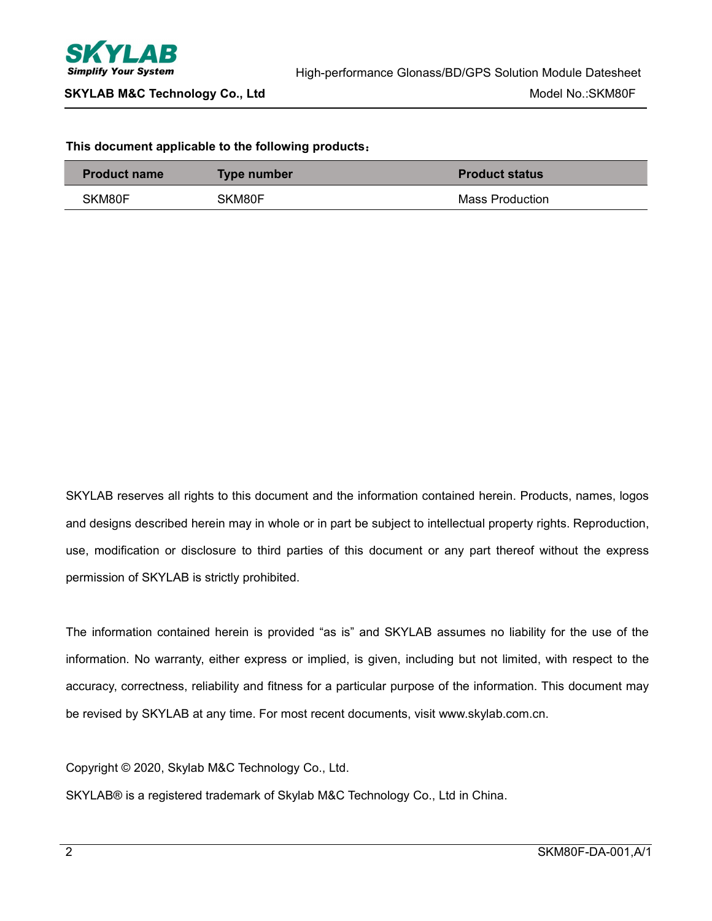**This document applicable to the following products：**

| Product name | Type number | Product status |
|---|---|---|
| SKM80F | SKM80F | Mass Production |

SKYLAB reserves all rights to this document and the information contained herein. Products, names, logos and designs described herein may in whole or in part be subject to intellectual property rights. Reproduction, use, modification or disclosure to third parties of this document or any part thereof without the express permission of SKYLAB is strictly prohibited.

The information contained herein is provided "as is" and SKYLAB assumes no liability for the use of the information. No warranty, either express or implied, is given, including but not limited, with respect to the accuracy, correctness, reliability and fitness for a particular purpose of the information. This document may be revised by SKYLAB at any time. For most recent documents, visit www.skylab.com.cn.

Copyright © 2020, Skylab M&C Technology Co., Ltd.

SKYLAB® is a registered trademark of Skylab M&C Technology Co., Ltd in China.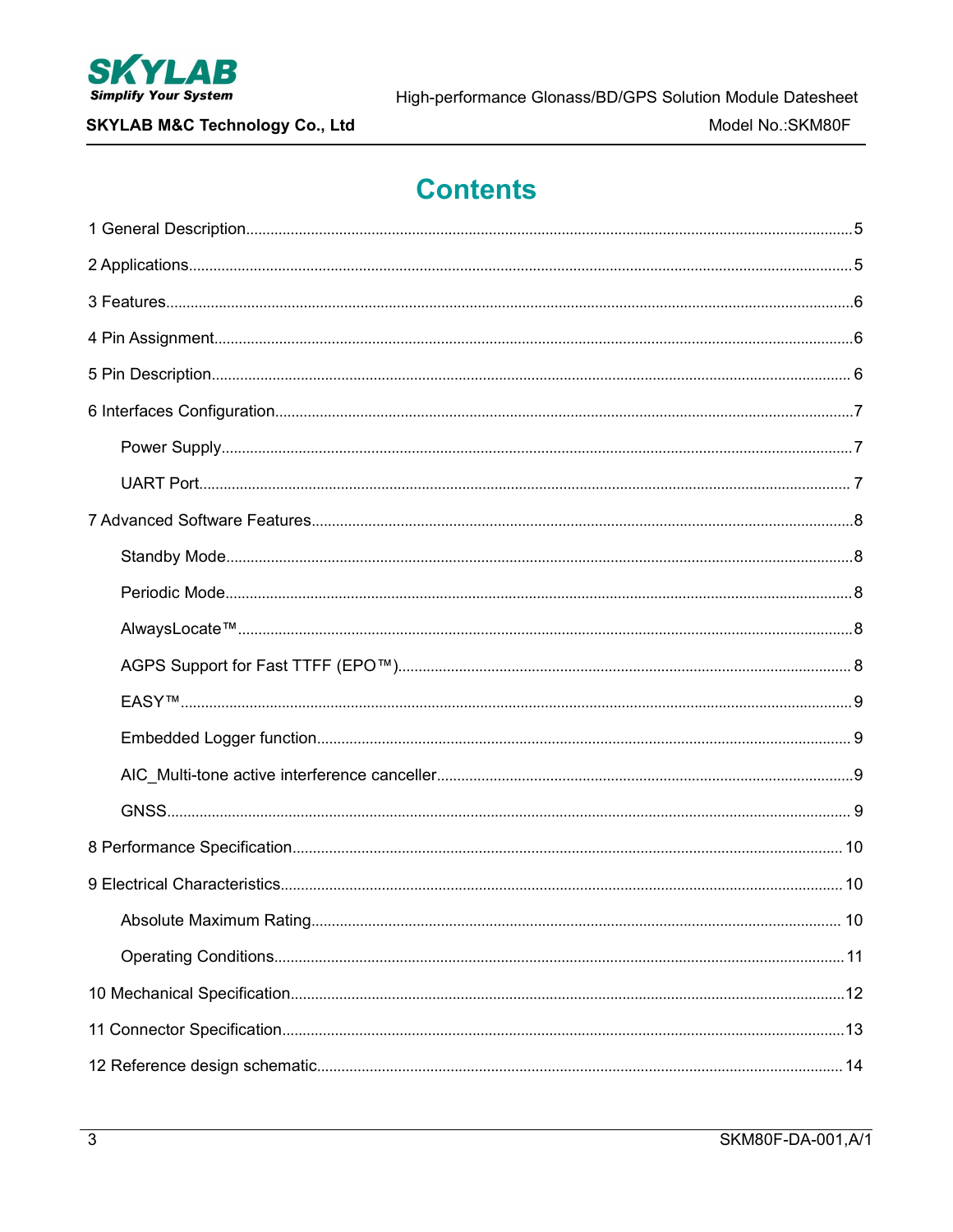# Contents

1 General Description....................................................................5

2 Applications....................................................................5

3 Features....................................................................6

4 Pin Assignment....................................................................6

5 Pin Description....................................................................6

6 Interfaces Configuration....................................................................7

- Power Supply....................................................................7
- UART Port....................................................................7

7 Advanced Software Features....................................................................8

- Standby Mode....................................................................8
- Periodic Mode....................................................................8
- AlwaysLocate™....................................................................8
- AGPS Support for Fast TTFF (EPO™)....................................................................8
- EASY™....................................................................9
- Embedded Logger function....................................................................9
- AIC_Multi-tone active interference canceller....................................................................9
- GNSS....................................................................9

8 Performance Specification....................................................................10

9 Electrical Characteristics....................................................................10

- Absolute Maximum Rating....................................................................10
- Operating Conditions....................................................................11

10 Mechanical Specification....................................................................12

11 Connector Specification....................................................................13

12 Reference design schematic....................................................................14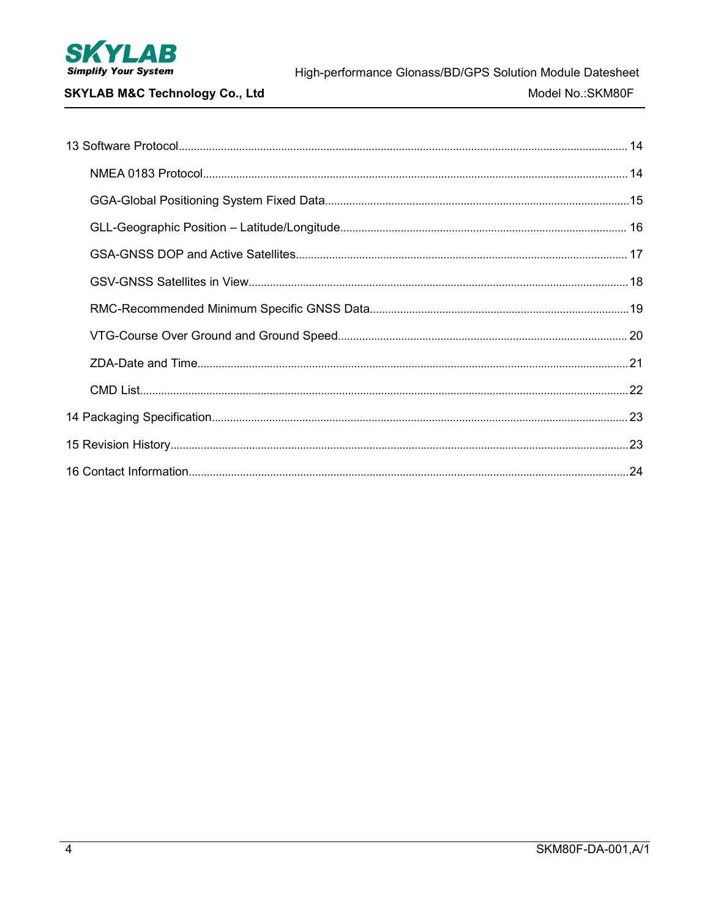13 Software Protocol.......... 14

- NMEA 0183 Protocol.......... 14
- GGA-Global Positioning System Fixed Data.......... 15
- GLL-Geographic Position – Latitude/Longitude.......... 16
- GSA-GNSS DOP and Active Satellites.......... 17
- GSV-GNSS Satellites in View.......... 18
- RMC-Recommended Minimum Specific GNSS Data.......... 19
- VTG-Course Over Ground and Ground Speed.......... 20
- ZDA-Date and Time.......... 21
- CMD List.......... 22

14 Packaging Specification.......... 23

15 Revision History.......... 23

16 Contact Information.......... 24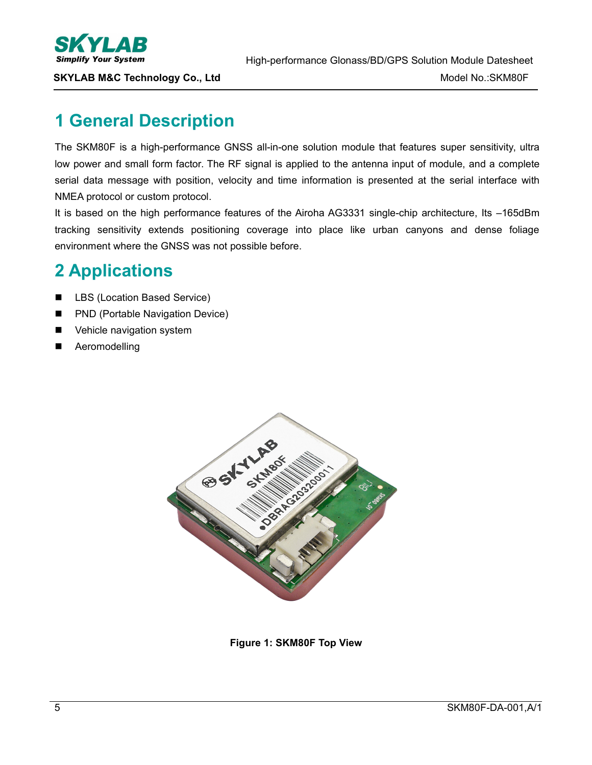# 1 General Description

The SKM80F is a high-performance GNSS all-in-one solution module that features super sensitivity, ultra low power and small form factor. The RF signal is applied to the antenna input of module, and a complete serial data message with position, velocity and time information is presented at the serial interface with NMEA protocol or custom protocol.

It is based on the high performance features of the Airoha AG3331 single-chip architecture, Its –165dBm tracking sensitivity extends positioning coverage into place like urban canyons and dense foliage environment where the GNSS was not possible before.

# 2 Applications

- LBS (Location Based Service)
- PND (Portable Navigation Device)
- Vehicle navigation system
- Aeromodelling

**Figure 1: SKM80F Top View**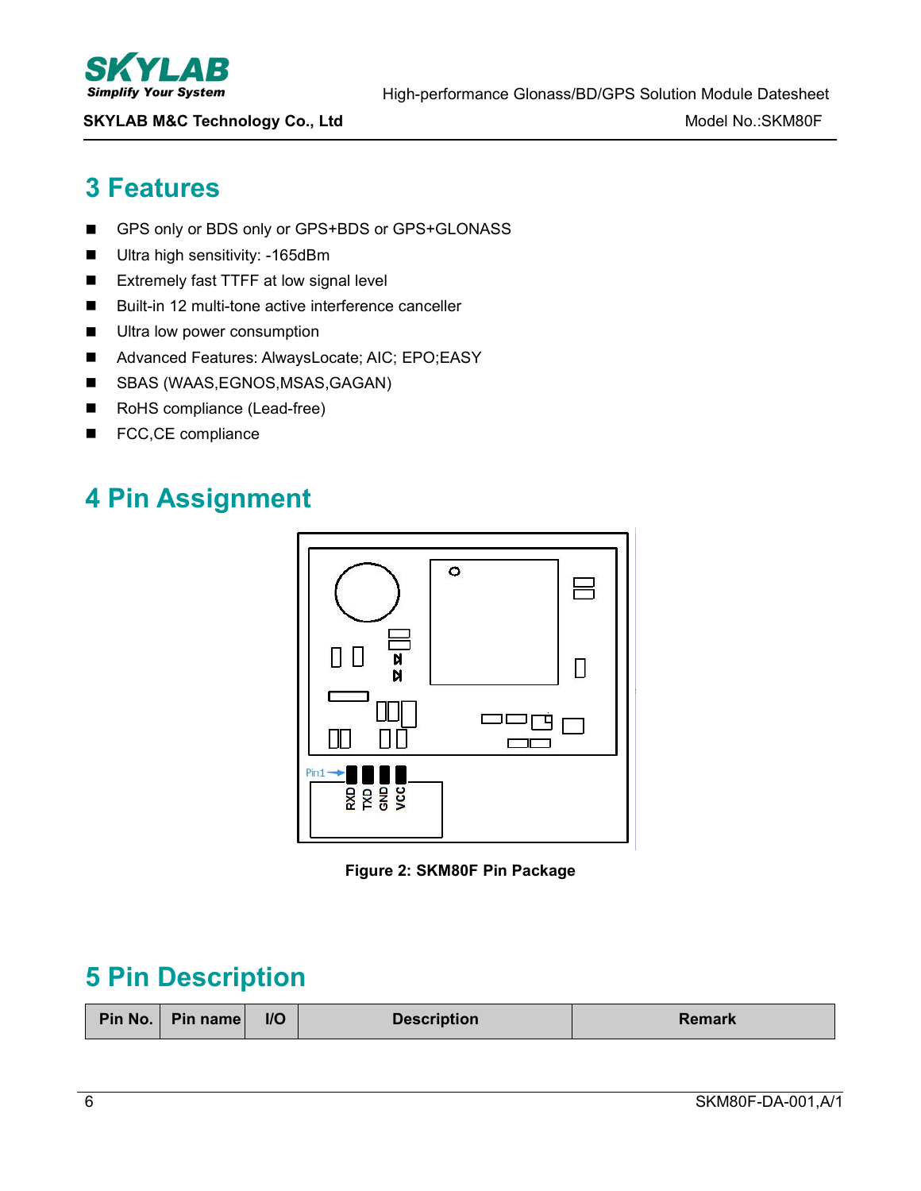# 3 Features

- GPS only or BDS only or GPS+BDS or GPS+GLONASS
- Ultra high sensitivity: -165dBm
- Extremely fast TTFF at low signal level
- Built-in 12 multi-tone active interference canceller
- Ultra low power consumption
- Advanced Features: AlwaysLocate; AIC; EPO;EASY
- SBAS (WAAS,EGNOS,MSAS,GAGAN)
- RoHS compliance (Lead-free)
- FCC,CE compliance

# 4 Pin Assignment

Pin1 RXD TXD GND VCC

Figure 2: SKM80F Pin Package

# 5 Pin Description

| Pin No. | Pin name | I/O | Description | Remark |
|---|---|---|---|---|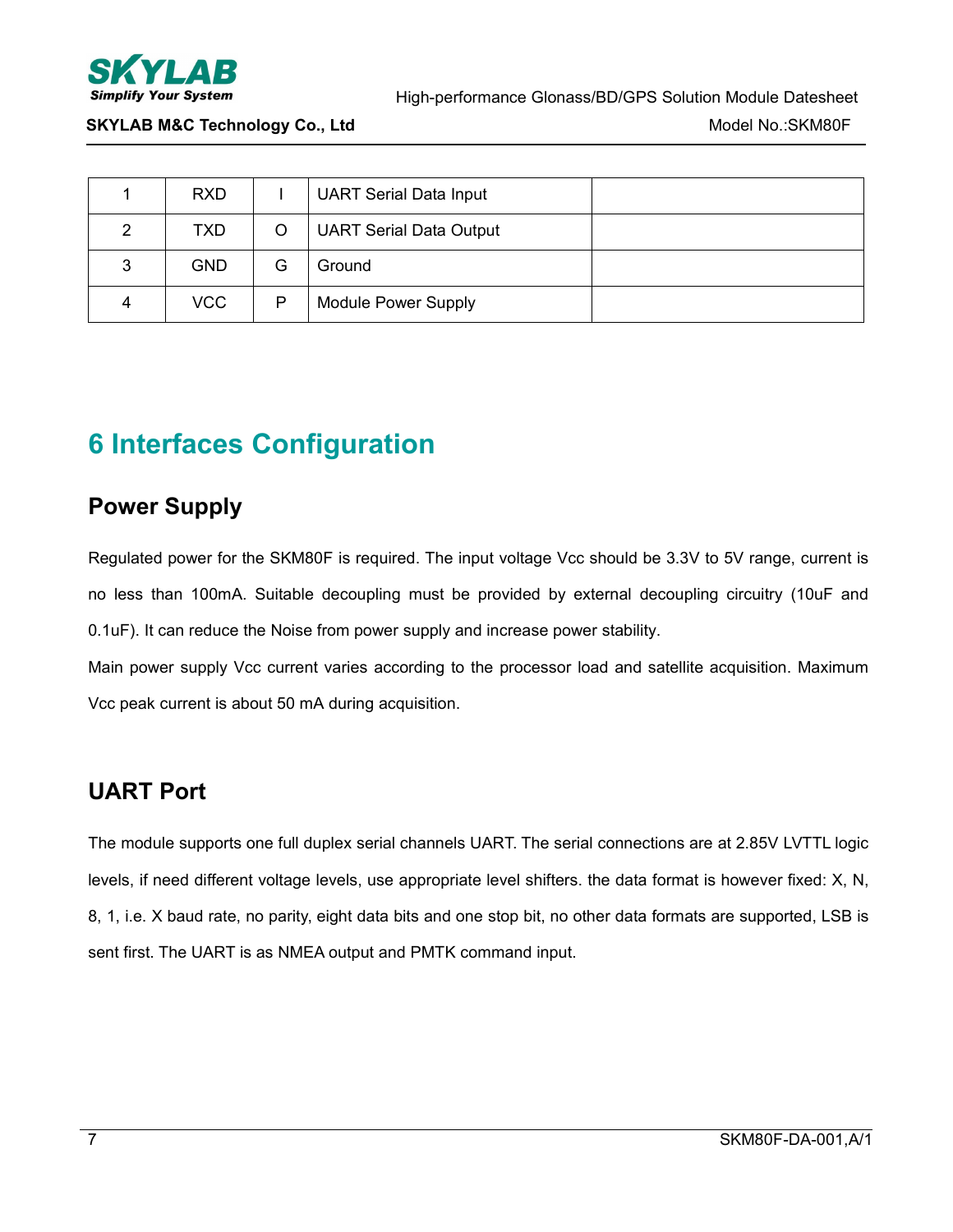| 1 | RXD | I | UART Serial Data Input | |
|---|---|---|---|---|
| 2 | TXD | O | UART Serial Data Output | |
| 3 | GND | G | Ground | |
| 4 | VCC | P | Module Power Supply | |

# 6 Interfaces Configuration

## Power Supply

Regulated power for the SKM80F is required. The input voltage Vcc should be 3.3V to 5V range, current is no less than 100mA. Suitable decoupling must be provided by external decoupling circuitry (10uF and 0.1uF). It can reduce the Noise from power supply and increase power stability.

Main power supply Vcc current varies according to the processor load and satellite acquisition. Maximum Vcc peak current is about 50 mA during acquisition.

## UART Port

The module supports one full duplex serial channels UART. The serial connections are at 2.85V LVTTL logic levels, if need different voltage levels, use appropriate level shifters. the data format is however fixed: X, N, 8, 1, i.e. X baud rate, no parity, eight data bits and one stop bit, no other data formats are supported, LSB is sent first. The UART is as NMEA output and PMTK command input.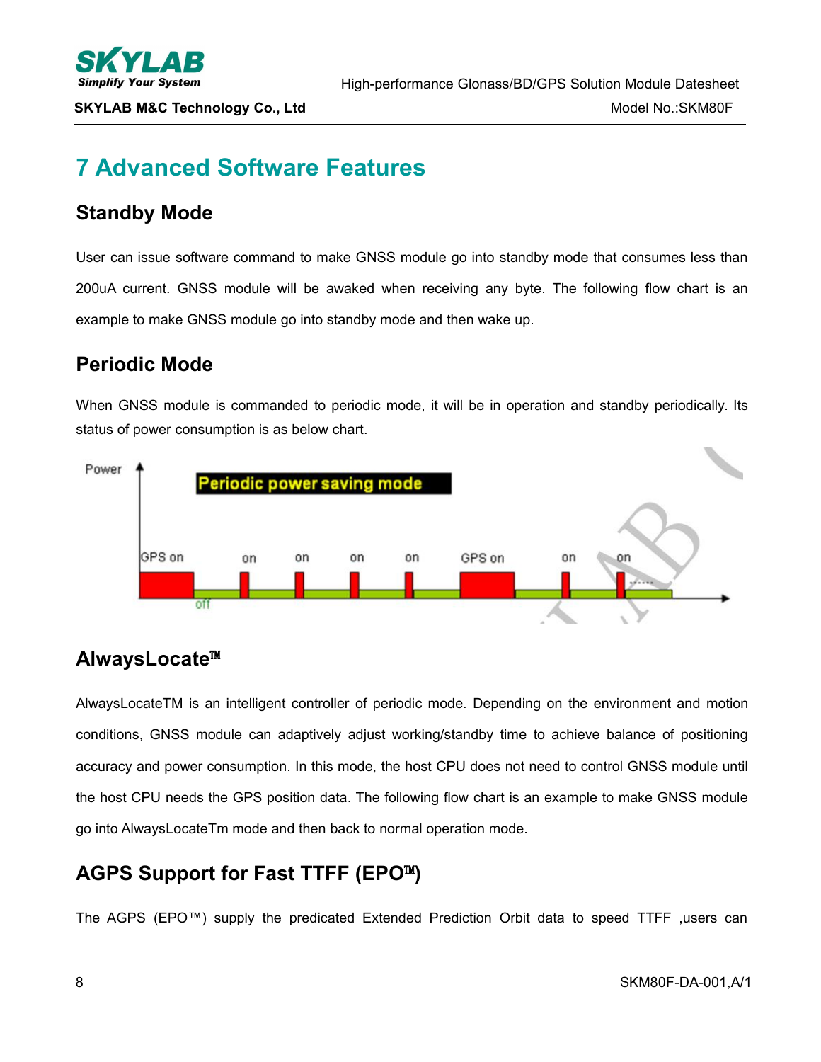# 7 Advanced Software Features

## Standby Mode

User can issue software command to make GNSS module go into standby mode that consumes less than 200uA current. GNSS module will be awaked when receiving any byte. The following flow chart is an example to make GNSS module go into standby mode and then wake up.

## Periodic Mode

When GNSS module is commanded to periodic mode, it will be in operation and standby periodically. Its status of power consumption is as below chart.

## AlwaysLocate™

AlwaysLocateTM is an intelligent controller of periodic mode. Depending on the environment and motion conditions, GNSS module can adaptively adjust working/standby time to achieve balance of positioning accuracy and power consumption. In this mode, the host CPU does not need to control GNSS module until the host CPU needs the GPS position data. The following flow chart is an example to make GNSS module go into AlwaysLocateTm mode and then back to normal operation mode.

## AGPS Support for Fast TTFF (EPO™)

The AGPS (EPO™) supply the predicated Extended Prediction Orbit data to speed TTFF ,users can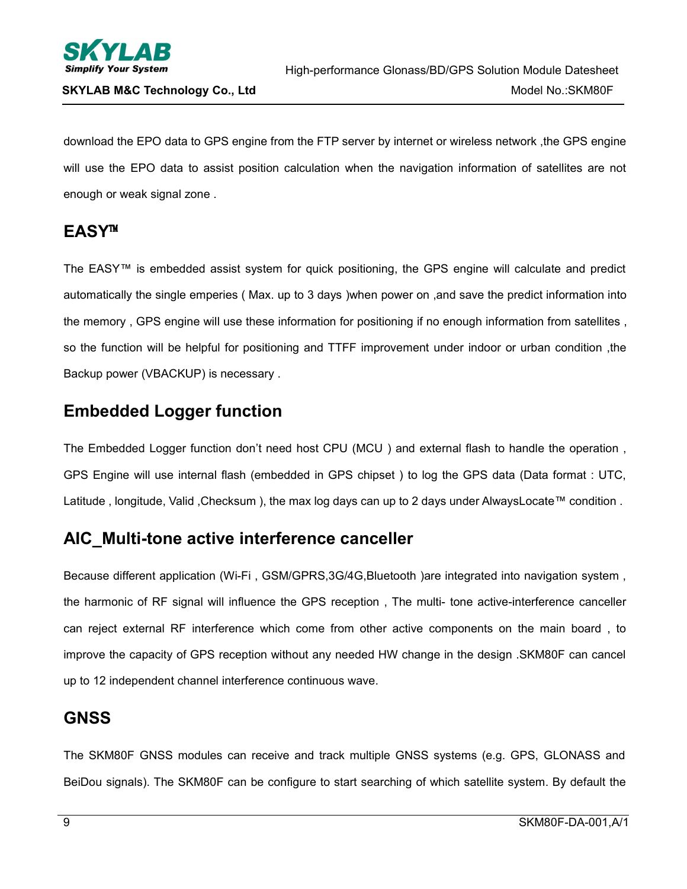download the EPO data to GPS engine from the FTP server by internet or wireless network ,the GPS engine will use the EPO data to assist position calculation when the navigation information of satellites are not enough or weak signal zone .

## EASY™

The EASY™ is embedded assist system for quick positioning, the GPS engine will calculate and predict automatically the single emperies ( Max. up to 3 days )when power on ,and save the predict information into the memory , GPS engine will use these information for positioning if no enough information from satellites , so the function will be helpful for positioning and TTFF improvement under indoor or urban condition ,the Backup power (VBACKUP) is necessary .

## Embedded Logger function

The Embedded Logger function don't need host CPU (MCU ) and external flash to handle the operation , GPS Engine will use internal flash (embedded in GPS chipset ) to log the GPS data (Data format : UTC, Latitude , longitude, Valid ,Checksum ), the max log days can up to 2 days under AlwaysLocate™ condition .

## AIC_Multi-tone active interference canceller

Because different application (Wi-Fi , GSM/GPRS,3G/4G,Bluetooth )are integrated into navigation system , the harmonic of RF signal will influence the GPS reception , The multi- tone active-interference canceller can reject external RF interference which come from other active components on the main board , to improve the capacity of GPS reception without any needed HW change in the design .SKM80F can cancel up to 12 independent channel interference continuous wave.

## GNSS

The SKM80F GNSS modules can receive and track multiple GNSS systems (e.g. GPS, GLONASS and BeiDou signals). The SKM80F can be configure to start searching of which satellite system. By default the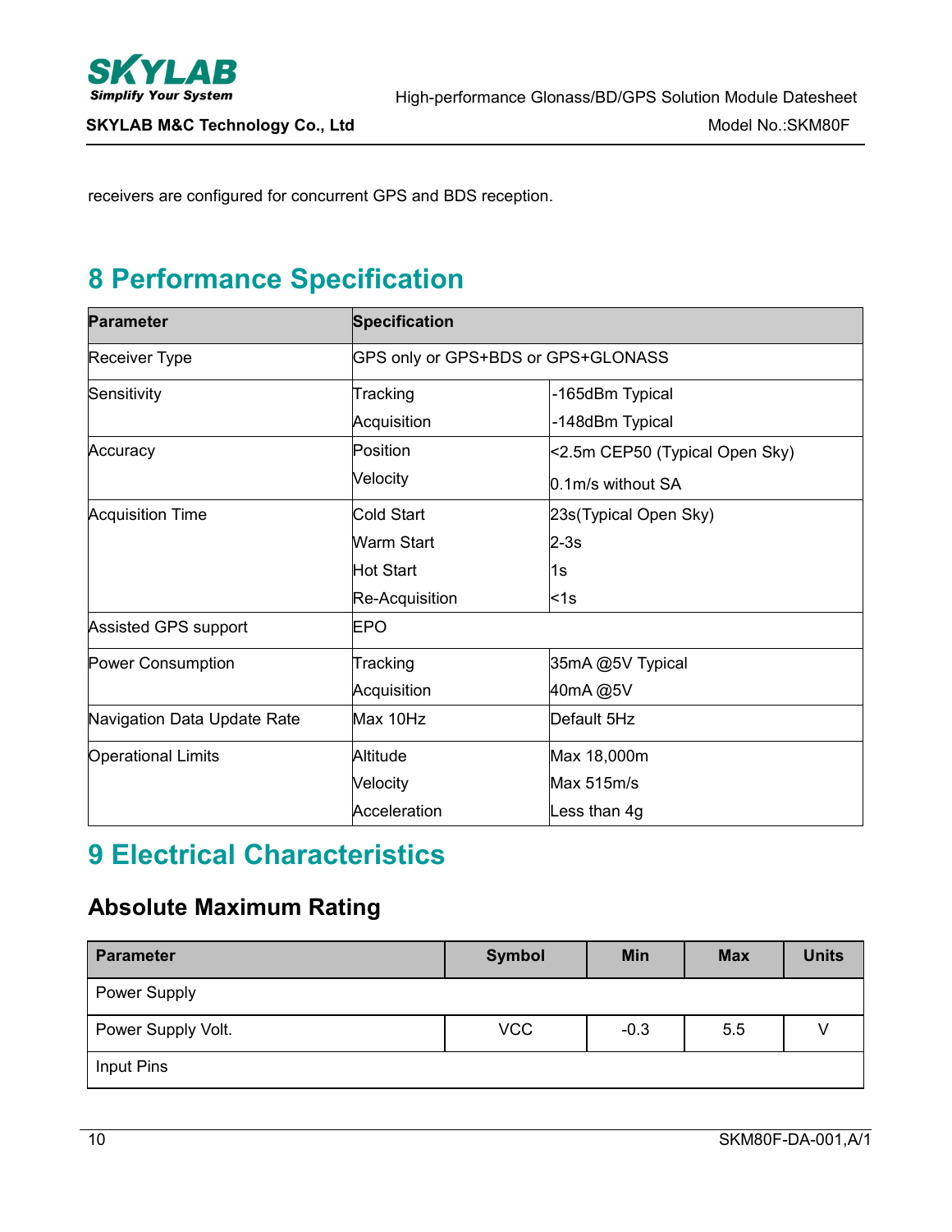receivers are configured for concurrent GPS and BDS reception.

# 8 Performance Specification

| Parameter | Specification | |
|---|---|---|
| Receiver Type | GPS only or GPS+BDS or GPS+GLONASS | |
| Sensitivity | Tracking<br>Acquisition | -165dBm Typical<br>-148dBm Typical |
| Accuracy | Position<br>Velocity | <2.5m CEP50 (Typical Open Sky)<br>0.1m/s without SA |
| Acquisition Time | Cold Start<br>Warm Start<br>Hot Start<br>Re-Acquisition | 23s(Typical Open Sky)<br>2-3s<br>1s<br><1s |
| Assisted GPS support | EPO | |
| Power Consumption | Tracking<br>Acquisition | 35mA @5V Typical<br>40mA @5V |
| Navigation Data Update Rate | Max 10Hz | Default 5Hz |
| Operational Limits | Altitude<br>Velocity<br>Acceleration | Max 18,000m<br>Max 515m/s<br>Less than 4g |

# 9 Electrical Characteristics

## Absolute Maximum Rating

| Parameter | Symbol | Min | Max | Units |
|---|---|---|---|---|
| Power Supply | | | | |
| Power Supply Volt. | VCC | -0.3 | 5.5 | V |
| Input Pins | | | | |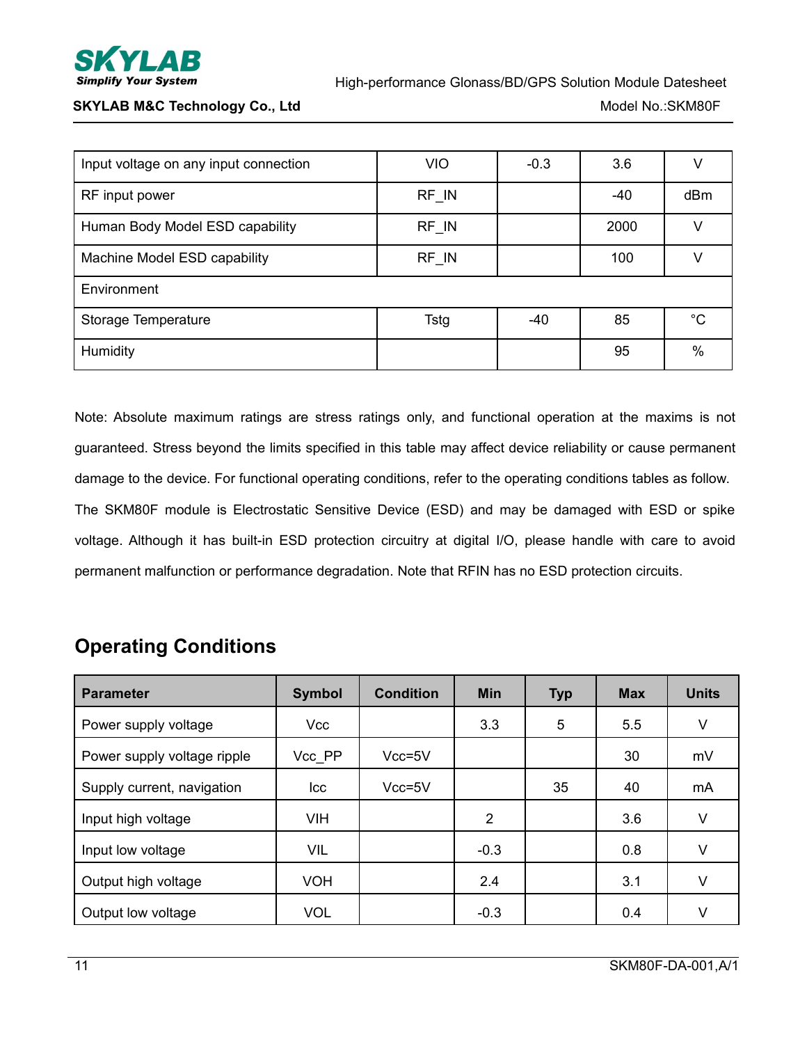| Input voltage on any input connection | VIO | -0.3 | 3.6 | V |
|---|---|---|---|---|
| RF input power | RF_IN | | -40 | dBm |
| Human Body Model ESD capability | RF_IN | | 2000 | V |
| Machine Model ESD capability | RF_IN | | 100 | V |
| Environment | | | | |
| Storage Temperature | Tstg | -40 | 85 | °C |
| Humidity | | | 95 | % |

Note: Absolute maximum ratings are stress ratings only, and functional operation at the maxims is not guaranteed. Stress beyond the limits specified in this table may affect device reliability or cause permanent damage to the device. For functional operating conditions, refer to the operating conditions tables as follow. The SKM80F module is Electrostatic Sensitive Device (ESD) and may be damaged with ESD or spike voltage. Although it has built-in ESD protection circuitry at digital I/O, please handle with care to avoid permanent malfunction or performance degradation. Note that RFIN has no ESD protection circuits.

## Operating Conditions

| Parameter | Symbol | Condition | Min | Typ | Max | Units |
|---|---|---|---|---|---|---|
| Power supply voltage | Vcc | | 3.3 | 5 | 5.5 | V |
| Power supply voltage ripple | Vcc_PP | Vcc=5V | | | 30 | mV |
| Supply current, navigation | Icc | Vcc=5V | | 35 | 40 | mA |
| Input high voltage | VIH | | 2 | | 3.6 | V |
| Input low voltage | VIL | | -0.3 | | 0.8 | V |
| Output high voltage | VOH | | 2.4 | | 3.1 | V |
| Output low voltage | VOL | | -0.3 | | 0.4 | V |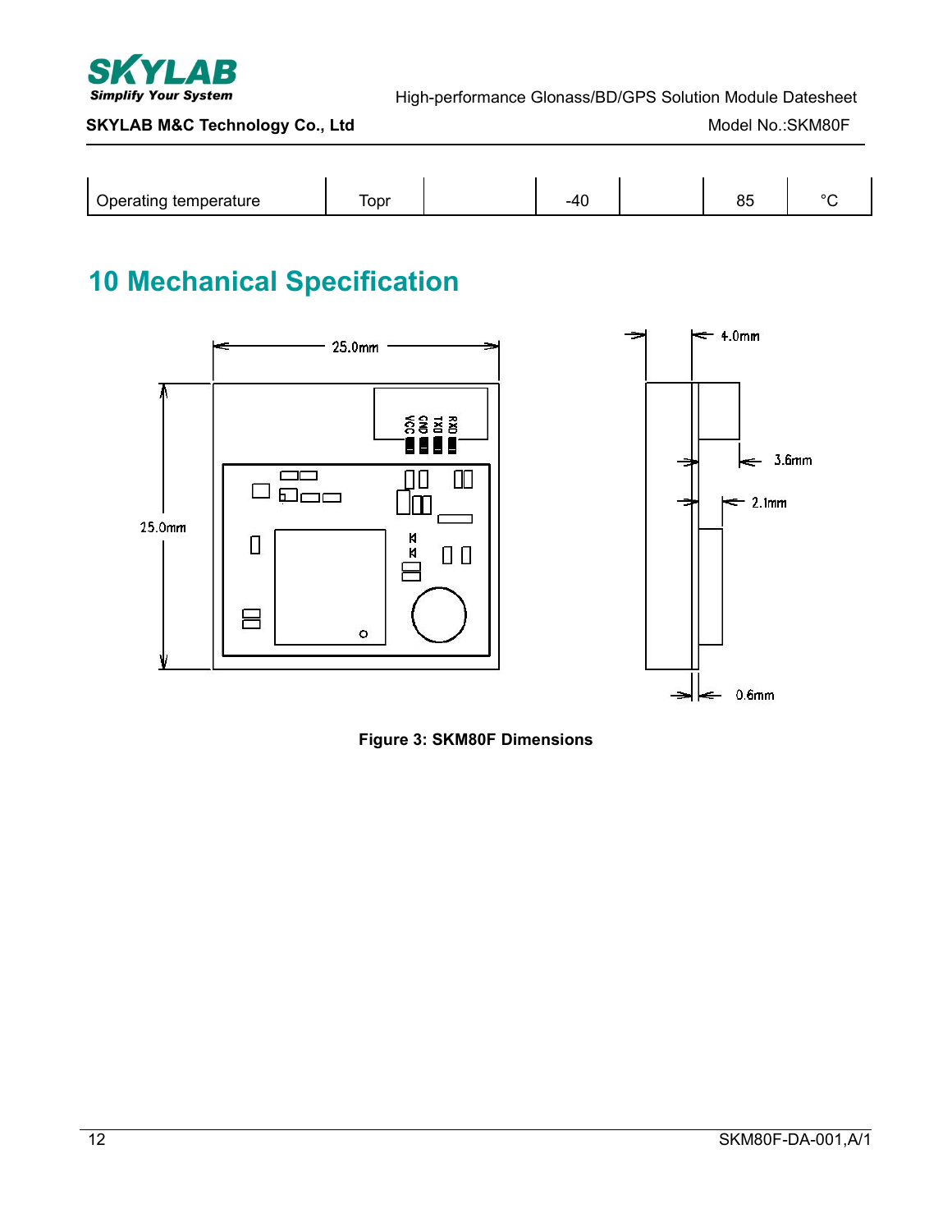| Operating temperature | Topr | | -40 | | 85 | °C |
|---|---|---|---|---|---|---|

# 10 Mechanical Specification

**Figure 3: SKM80F Dimensions**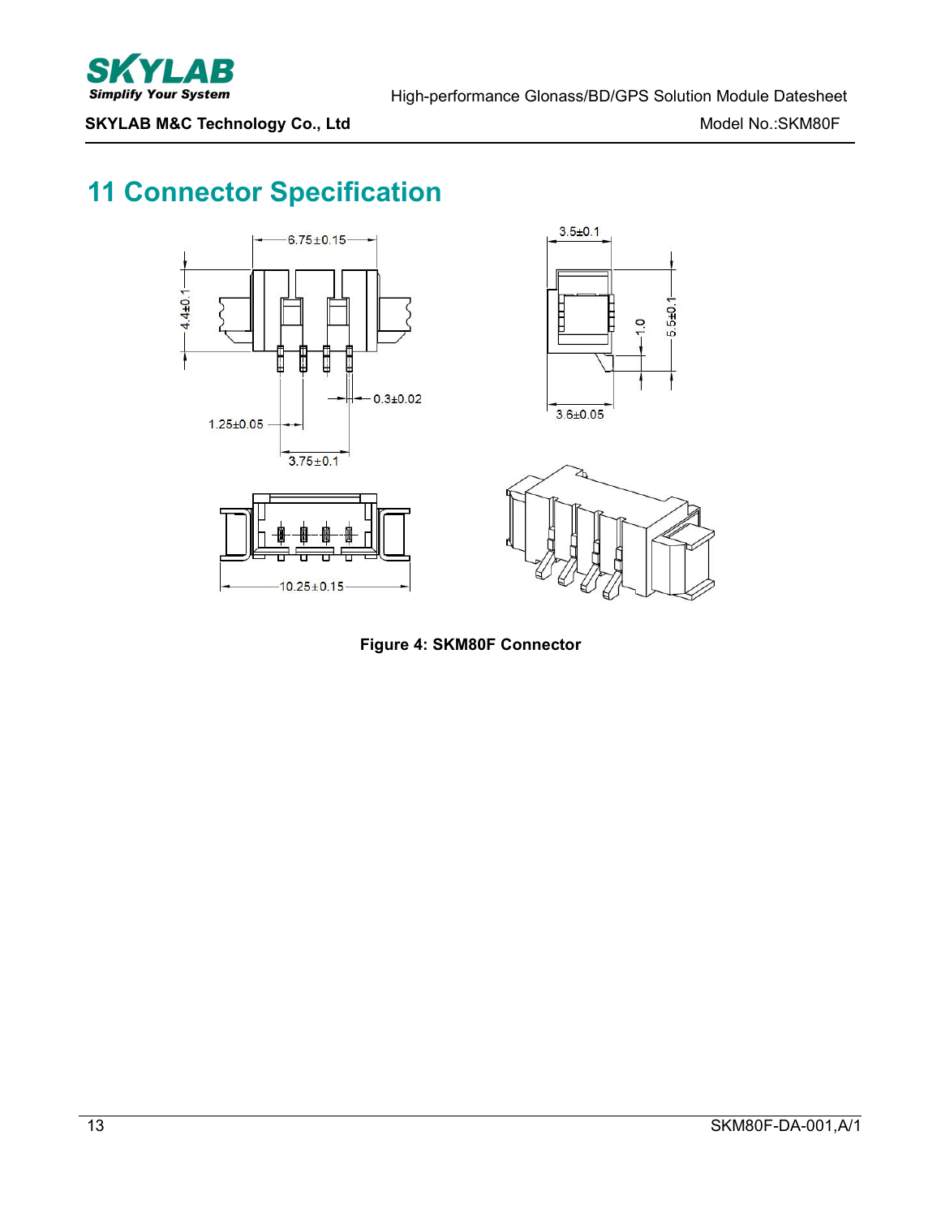# 11 Connector Specification

Figure 4: SKM80F Connector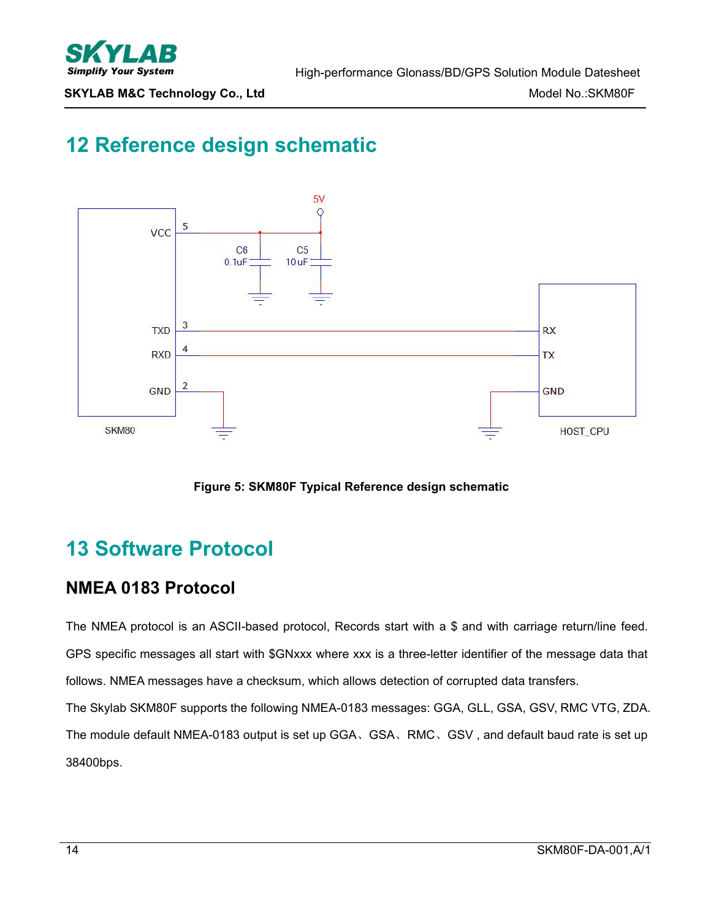# 12 Reference design schematic

Figure 5: SKM80F Typical Reference design schematic

# 13 Software Protocol

## NMEA 0183 Protocol

The NMEA protocol is an ASCII-based protocol, Records start with a $ and with carriage return/line feed. GPS specific messages all start with $GNxxx where xxx is a three-letter identifier of the message data that follows. NMEA messages have a checksum, which allows detection of corrupted data transfers.

The Skylab SKM80F supports the following NMEA-0183 messages: GGA, GLL, GSA, GSV, RMC VTG, ZDA.

The module default NMEA-0183 output is set up GGA、GSA、RMC、GSV , and default baud rate is set up 38400bps.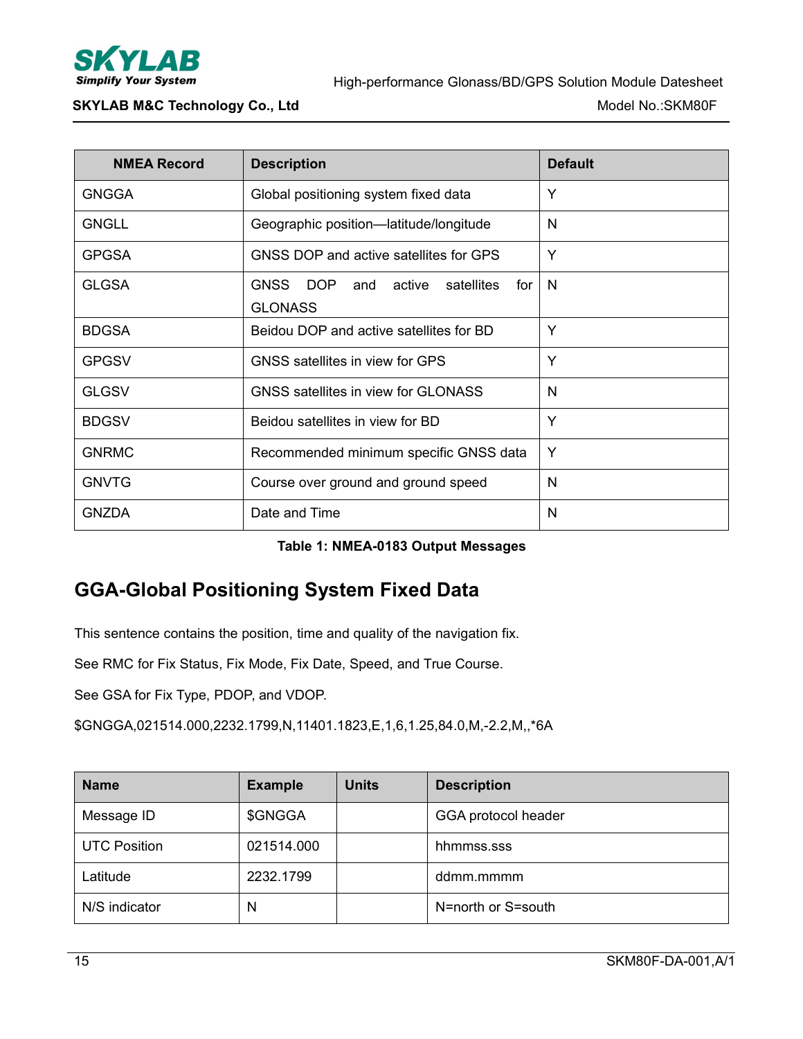| NMEA Record | Description | Default |
| --- | --- | --- |
| GNGGA | Global positioning system fixed data | Y |
| GNGLL | Geographic position—latitude/longitude | N |
| GPGSA | GNSS DOP and active satellites for GPS | Y |
| GLGSA | GNSS DOP and active satellites for GLONASS | N |
| BDGSA | Beidou DOP and active satellites for BD | Y |
| GPGSV | GNSS satellites in view for GPS | Y |
| GLGSV | GNSS satellites in view for GLONASS | N |
| BDGSV | Beidou satellites in view for BD | Y |
| GNRMC | Recommended minimum specific GNSS data | Y |
| GNVTG | Course over ground and ground speed | N |
| GNZDA | Date and Time | N |

**Table 1: NMEA-0183 Output Messages**

## GGA-Global Positioning System Fixed Data

This sentence contains the position, time and quality of the navigation fix.

See RMC for Fix Status, Fix Mode, Fix Date, Speed, and True Course.

See GSA for Fix Type, PDOP, and VDOP.

$GNGGA,021514.000,2232.1799,N,11401.1823,E,1,6,1.25,84.0,M,-2.2,M,,*6A

| Name | Example | Units | Description |
| --- | --- | --- | --- |
| Message ID | $GNGGA | | GGA protocol header |
| UTC Position | 021514.000 | | hhmmss.sss |
| Latitude | 2232.1799 | | ddmm.mmmm |
| N/S indicator | N | | N=north or S=south |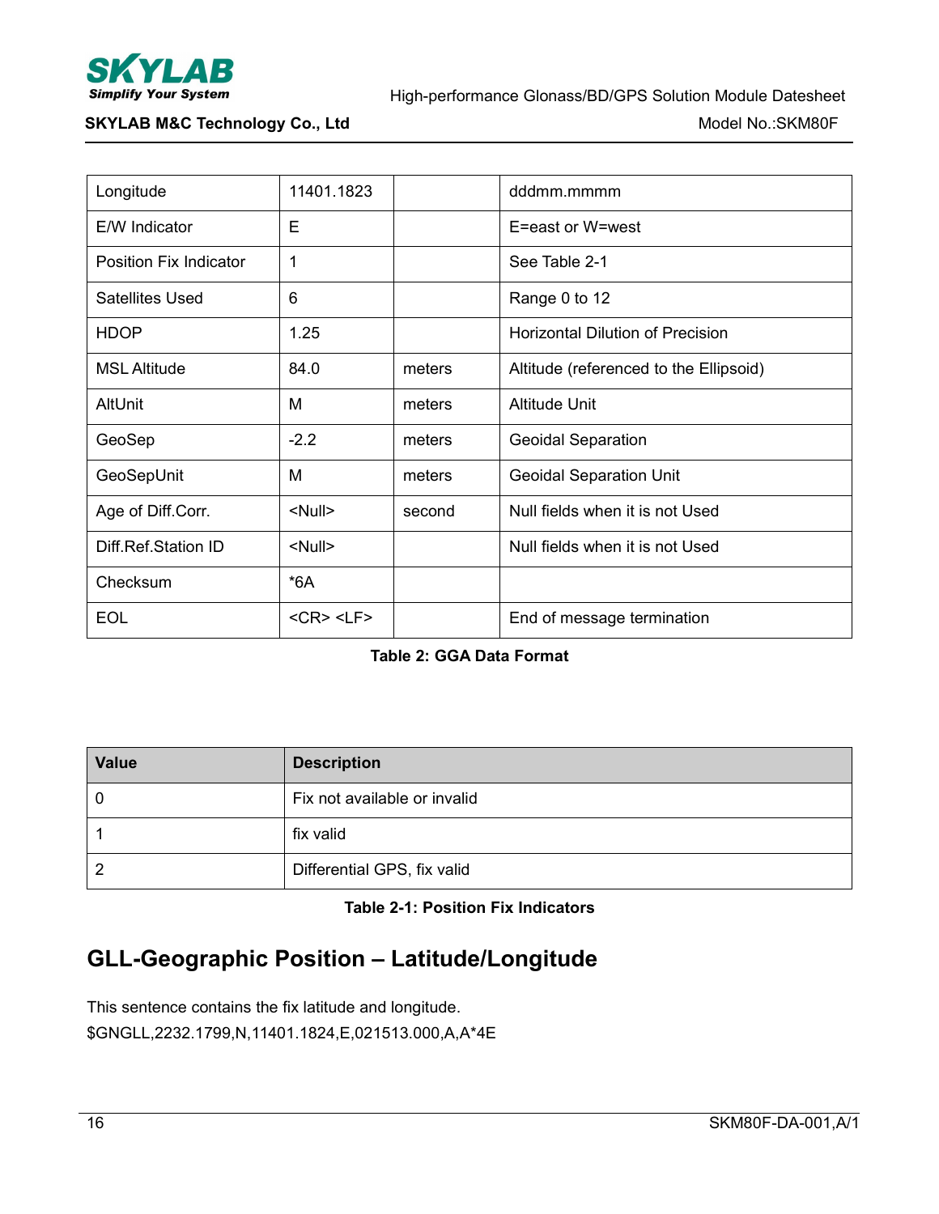| Longitude | 11401.1823 | | dddmm.mmmm |
|---|---|---|---|
| E/W Indicator | E | | E=east or W=west |
| Position Fix Indicator | 1 | | See Table 2-1 |
| Satellites Used | 6 | | Range 0 to 12 |
| HDOP | 1.25 | | Horizontal Dilution of Precision |
| MSL Altitude | 84.0 | meters | Altitude (referenced to the Ellipsoid) |
| AltUnit | M | meters | Altitude Unit |
| GeoSep | -2.2 | meters | Geoidal Separation |
| GeoSepUnit | M | meters | Geoidal Separation Unit |
| Age of Diff.Corr. | <Null> | second | Null fields when it is not Used |
| Diff.Ref.Station ID | <Null> | | Null fields when it is not Used |
| Checksum | *6A | | |
| EOL | <CR> <LF> | | End of message termination |

**Table 2: GGA Data Format**

| Value | Description |
|---|---|
| 0 | Fix not available or invalid |
| 1 | fix valid |
| 2 | Differential GPS, fix valid |

**Table 2-1: Position Fix Indicators**

## GLL-Geographic Position – Latitude/Longitude

This sentence contains the fix latitude and longitude.
$GNGLL,2232.1799,N,11401.1824,E,021513.000,A,A*4E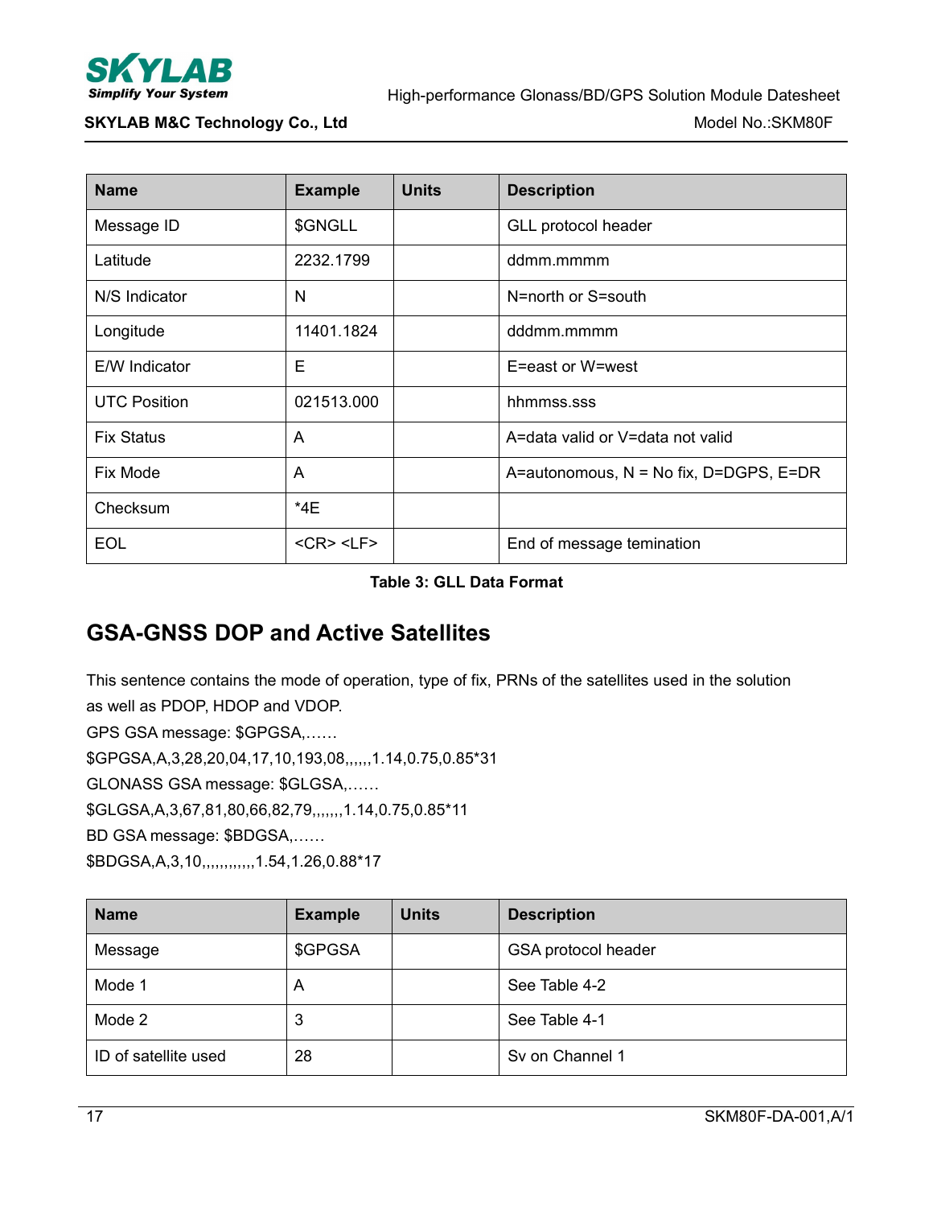| Name | Example | Units | Description |
| --- | --- | --- | --- |
| Message ID | $GNGLL | | GLL protocol header |
| Latitude | 2232.1799 | | ddmm.mmmm |
| N/S Indicator | N | | N=north or S=south |
| Longitude | 11401.1824 | | dddmm.mmmm |
| E/W Indicator | E | | E=east or W=west |
| UTC Position | 021513.000 | | hhmmss.sss |
| Fix Status | A | | A=data valid or V=data not valid |
| Fix Mode | A | | A=autonomous, N = No fix, D=DGPS, E=DR |
| Checksum | *4E | | |
| EOL | <CR> <LF> | | End of message temination |

**Table 3: GLL Data Format**

## GSA-GNSS DOP and Active Satellites

This sentence contains the mode of operation, type of fix, PRNs of the satellites used in the solution as well as PDOP, HDOP and VDOP.

GPS GSA message: $GPGSA,……

$GPGSA,A,3,28,20,04,17,10,193,08,,,,,,1.14,0.75,0.85*31

GLONASS GSA message: $GLGSA,……

$GLGSA,A,3,67,81,80,66,82,79,,,,,,,1.14,0.75,0.85*11

BD GSA message: $BDGSA,……

$BDGSA,A,3,10,,,,,,,,,,,1.54,1.26,0.88*17

| Name | Example | Units | Description |
| --- | --- | --- | --- |
| Message | $GPGSA | | GSA protocol header |
| Mode 1 | A | | See Table 4-2 |
| Mode 2 | 3 | | See Table 4-1 |
| ID of satellite used | 28 | | Sv on Channel 1 |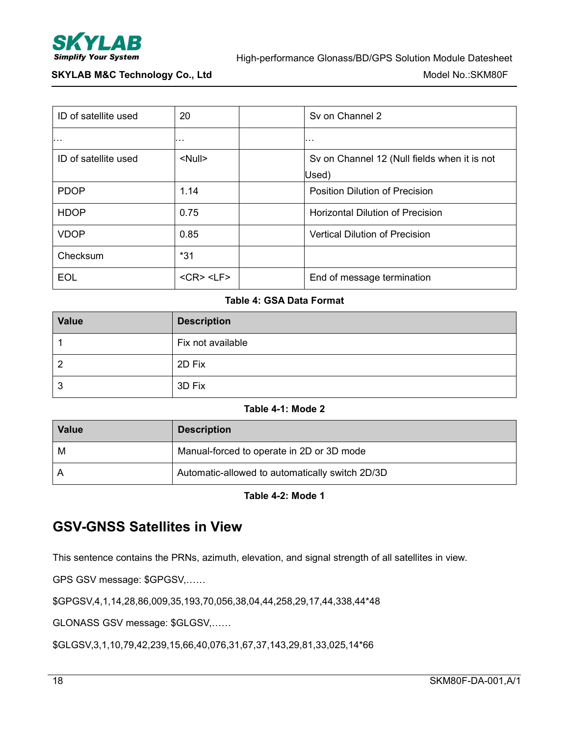| | | | |
|---|---|---|---|
| ID of satellite used | 20 | | Sv on Channel 2 |
| … | … | | … |
| ID of satellite used | <Null> | | Sv on Channel 12 (Null fields when it is not Used) |
| PDOP | 1.14 | | Position Dilution of Precision |
| HDOP | 0.75 | | Horizontal Dilution of Precision |
| VDOP | 0.85 | | Vertical Dilution of Precision |
| Checksum | *31 | | |
| EOL | <CR> <LF> | | End of message termination |

**Table 4: GSA Data Format**

| Value | Description |
|---|---|
| 1 | Fix not available |
| 2 | 2D Fix |
| 3 | 3D Fix |

**Table 4-1: Mode 2**

| Value | Description |
|---|---|
| M | Manual-forced to operate in 2D or 3D mode |
| A | Automatic-allowed to automatically switch 2D/3D |

**Table 4-2: Mode 1**

## GSV-GNSS Satellites in View

This sentence contains the PRNs, azimuth, elevation, and signal strength of all satellites in view.

GPS GSV message: $GPGSV,……

$GPGSV,4,1,14,28,86,009,35,193,70,056,38,04,44,258,29,17,44,338,44*48

GLONASS GSV message: $GLGSV,……

$GLGSV,3,1,10,79,42,239,15,66,40,076,31,67,37,143,29,81,33,025,14*66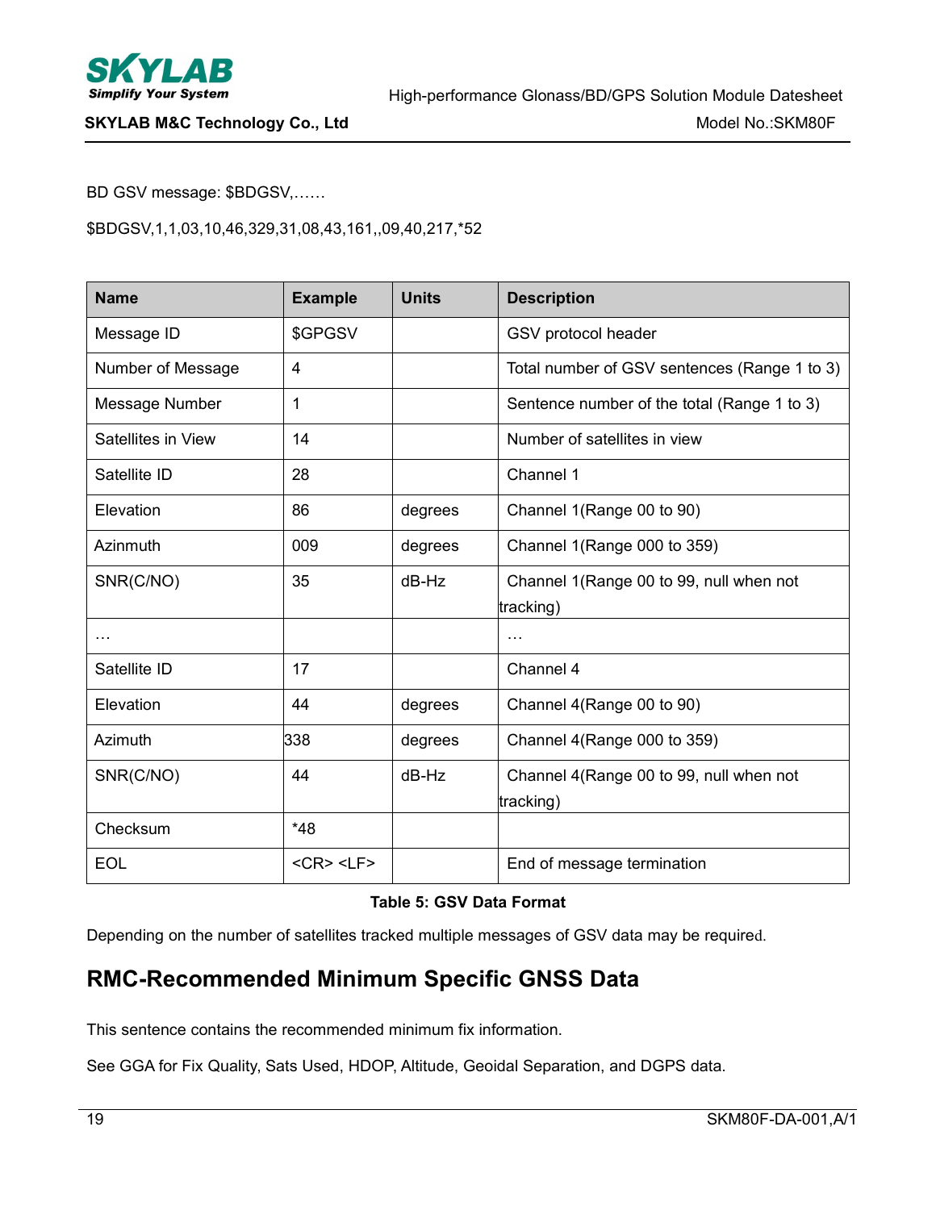BD GSV message: $BDGSV,……

$BDGSV,1,1,03,10,46,329,31,08,43,161,,09,40,217,*52

| Name | Example | Units | Description |
|---|---|---|---|
| Message ID | $GPGSV | | GSV protocol header |
| Number of Message | 4 | | Total number of GSV sentences (Range 1 to 3) |
| Message Number | 1 | | Sentence number of the total (Range 1 to 3) |
| Satellites in View | 14 | | Number of satellites in view |
| Satellite ID | 28 | | Channel 1 |
| Elevation | 86 | degrees | Channel 1(Range 00 to 90) |
| Azinmuth | 009 | degrees | Channel 1(Range 000 to 359) |
| SNR(C/NO) | 35 | dB-Hz | Channel 1(Range 00 to 99, null when not tracking) |
| … | | | … |
| Satellite ID | 17 | | Channel 4 |
| Elevation | 44 | degrees | Channel 4(Range 00 to 90) |
| Azimuth | 338 | degrees | Channel 4(Range 000 to 359) |
| SNR(C/NO) | 44 | dB-Hz | Channel 4(Range 00 to 99, null when not tracking) |
| Checksum | *48 | | |
| EOL | <CR> <LF> | | End of message termination |

**Table 5: GSV Data Format**

Depending on the number of satellites tracked multiple messages of GSV data may be required.

## RMC-Recommended Minimum Specific GNSS Data

This sentence contains the recommended minimum fix information.

See GGA for Fix Quality, Sats Used, HDOP, Altitude, Geoidal Separation, and DGPS data.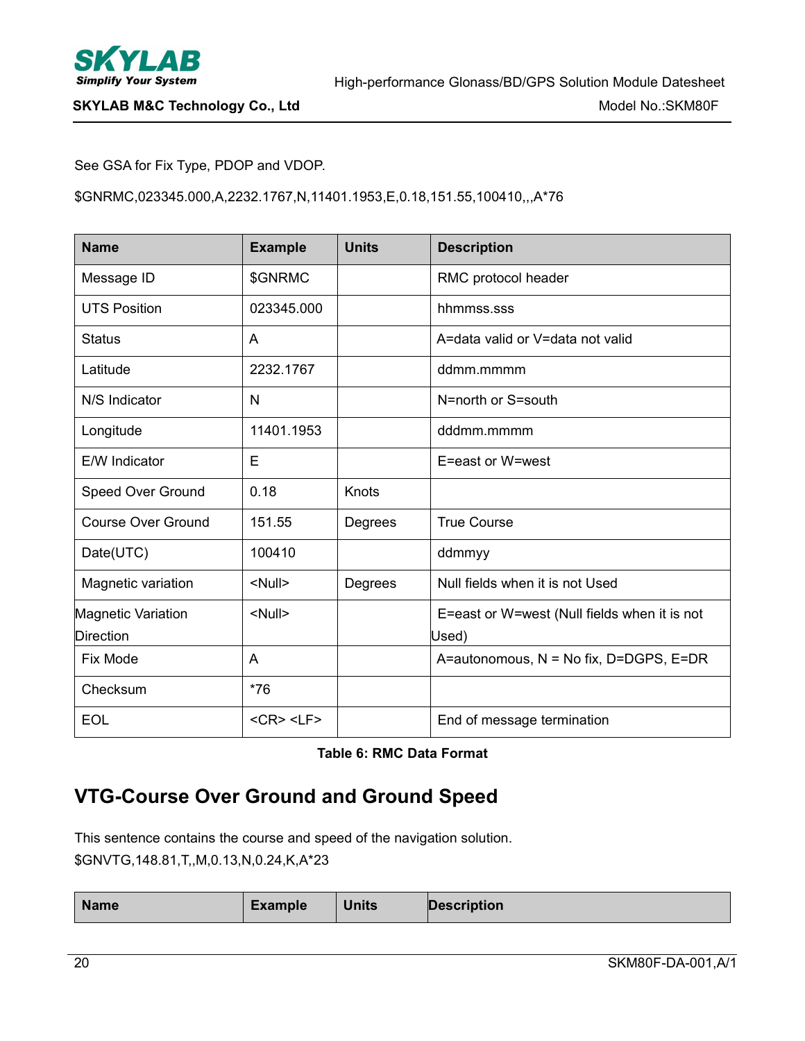See GSA for Fix Type, PDOP and VDOP.

$GNRMC,023345.000,A,2232.1767,N,11401.1953,E,0.18,151.55,100410,,,A*76

| Name | Example | Units | Description |
|---|---|---|---|
| Message ID | $GNRMC | | RMC protocol header |
| UTS Position | 023345.000 | | hhmmss.sss |
| Status | A | | A=data valid or V=data not valid |
| Latitude | 2232.1767 | | ddmm.mmmm |
| N/S Indicator | N | | N=north or S=south |
| Longitude | 11401.1953 | | dddmm.mmmm |
| E/W Indicator | E | | E=east or W=west |
| Speed Over Ground | 0.18 | Knots | |
| Course Over Ground | 151.55 | Degrees | True Course |
| Date(UTC) | 100410 | | ddmmyy |
| Magnetic variation | <Null> | Degrees | Null fields when it is not Used |
| Magnetic Variation Direction | <Null> | | E=east or W=west (Null fields when it is not Used) |
| Fix Mode | A | | A=autonomous, N = No fix, D=DGPS, E=DR |
| Checksum | *76 | | |
| EOL | <CR> <LF> | | End of message termination |

**Table 6: RMC Data Format**

## VTG-Course Over Ground and Ground Speed

This sentence contains the course and speed of the navigation solution.
$GNVTG,148.81,T,,M,0.13,N,0.24,K,A*23

| Name | Example | Units | Description |
|---|---|---|---|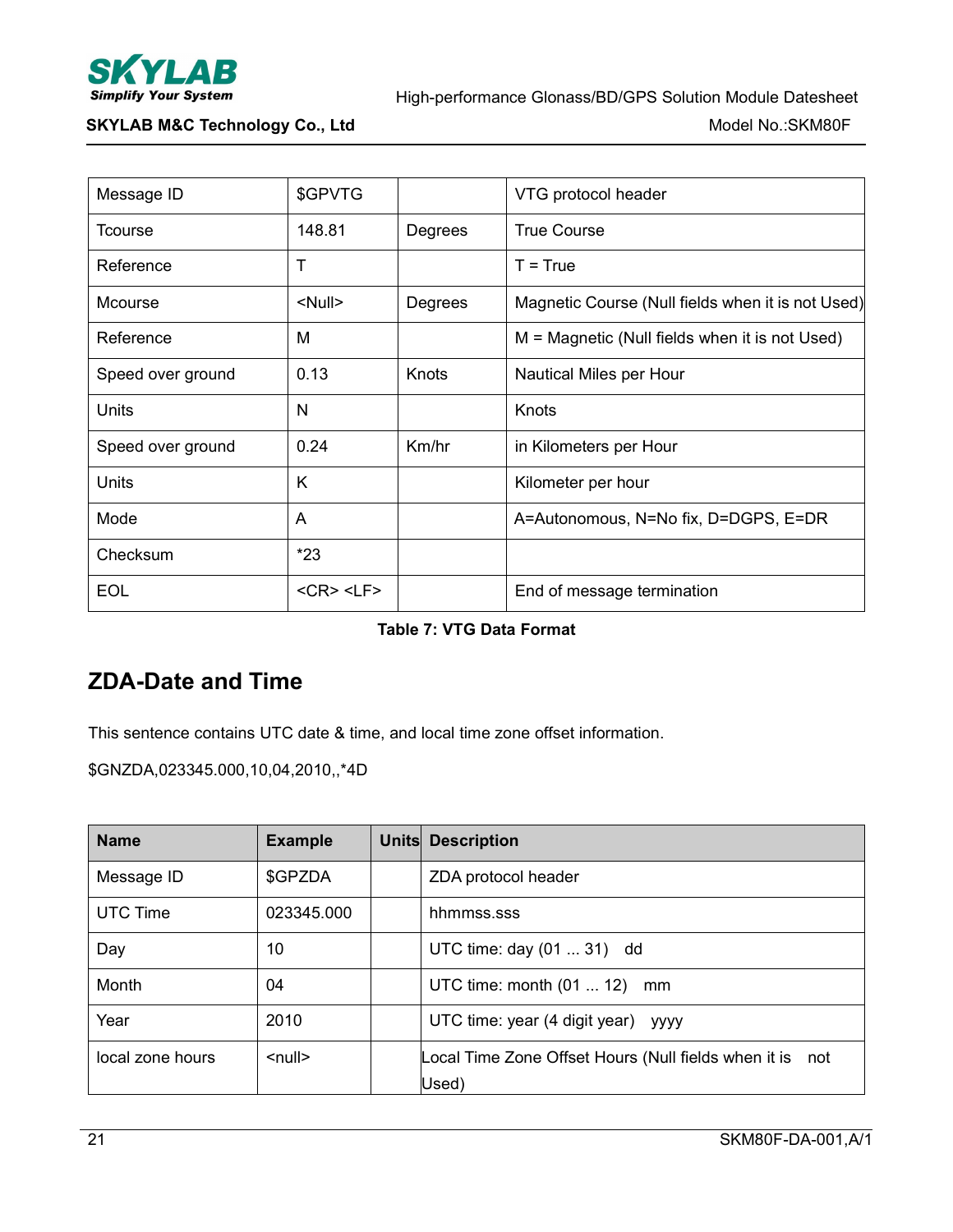| Message ID | $GPVTG | | VTG protocol header |
|---|---|---|---|
| Tcourse | 148.81 | Degrees | True Course |
| Reference | T | | T = True |
| Mcourse | <Null> | Degrees | Magnetic Course (Null fields when it is not Used) |
| Reference | M | | M = Magnetic (Null fields when it is not Used) |
| Speed over ground | 0.13 | Knots | Nautical Miles per Hour |
| Units | N | | Knots |
| Speed over ground | 0.24 | Km/hr | in Kilometers per Hour |
| Units | K | | Kilometer per hour |
| Mode | A | | A=Autonomous, N=No fix, D=DGPS, E=DR |
| Checksum | *23 | | |
| EOL | <CR> <LF> | | End of message termination |

**Table 7: VTG Data Format**

## ZDA-Date and Time

This sentence contains UTC date & time, and local time zone offset information.

$GNZDA,023345.000,10,04,2010,,*4D

| Name | Example | Units | Description |
|---|---|---|---|
| Message ID | $GPZDA | | ZDA protocol header |
| UTC Time | 023345.000 | | hhmmss.sss |
| Day | 10 | | UTC time: day (01 ... 31) dd |
| Month | 04 | | UTC time: month (01 ... 12) mm |
| Year | 2010 | | UTC time: year (4 digit year) yyyy |
| local zone hours | <null> | | Local Time Zone Offset Hours (Null fields when it is not Used) |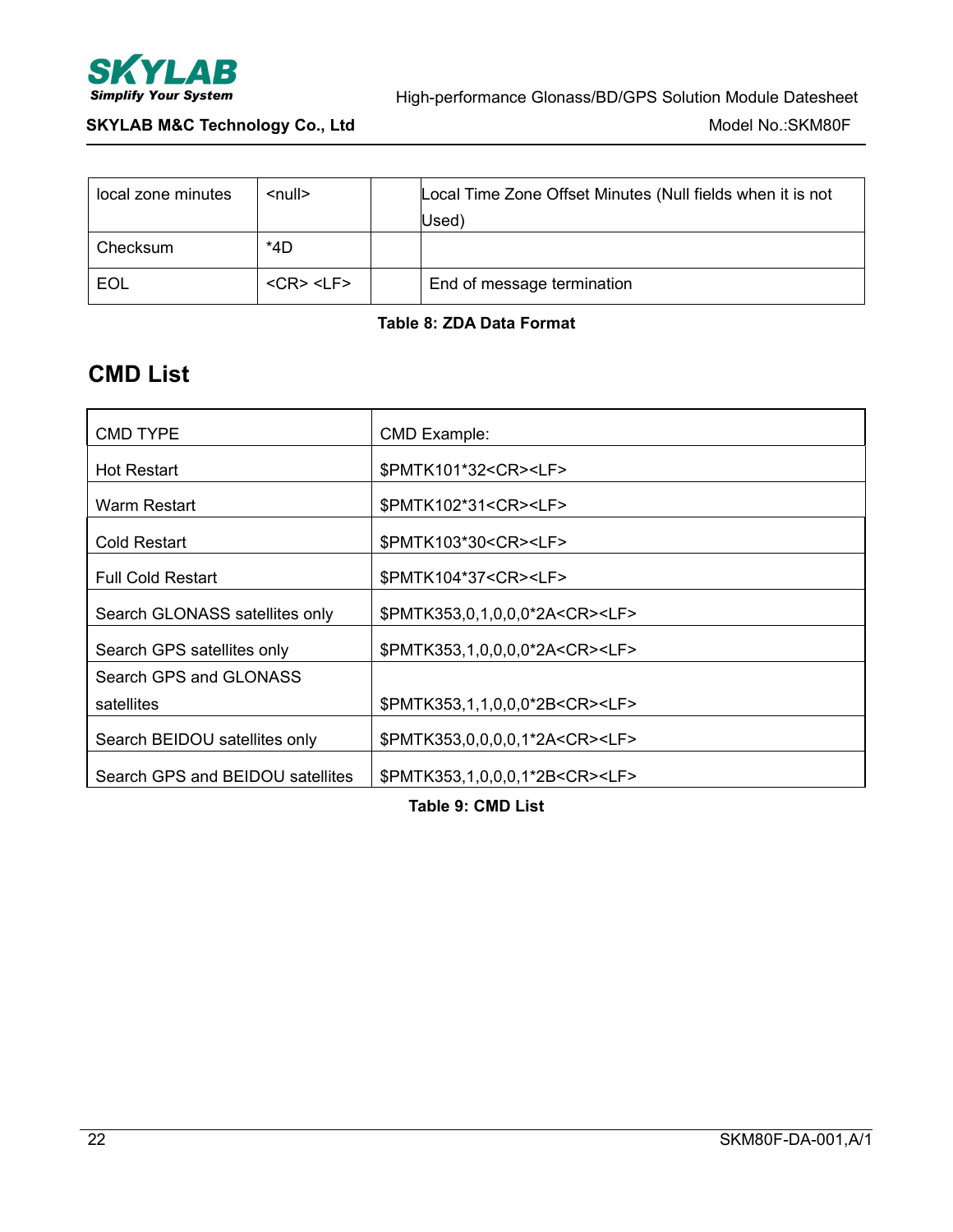| local zone minutes | <null> | | Local Time Zone Offset Minutes (Null fields when it is not Used) |
|---|---|---|---|
| Checksum | *4D | | |
| EOL | <CR> <LF> | | End of message termination |

**Table 8: ZDA Data Format**

## CMD List

| CMD TYPE | CMD Example: |
|---|---|
| Hot Restart | $PMTK101*32<CR><LF> |
| Warm Restart | $PMTK102*31<CR><LF> |
| Cold Restart | $PMTK103*30<CR><LF> |
| Full Cold Restart | $PMTK104*37<CR><LF> |
| Search GLONASS satellites only | $PMTK353,0,1,0,0,0*2A<CR><LF> |
| Search GPS satellites only | $PMTK353,1,0,0,0,0*2A<CR><LF> |
| Search GPS and GLONASS satellites | $PMTK353,1,1,0,0,0*2B<CR><LF> |
| Search BEIDOU satellites only | $PMTK353,0,0,0,0,1*2A<CR><LF> |
| Search GPS and BEIDOU satellites | $PMTK353,1,0,0,0,1*2B<CR><LF> |

**Table 9: CMD List**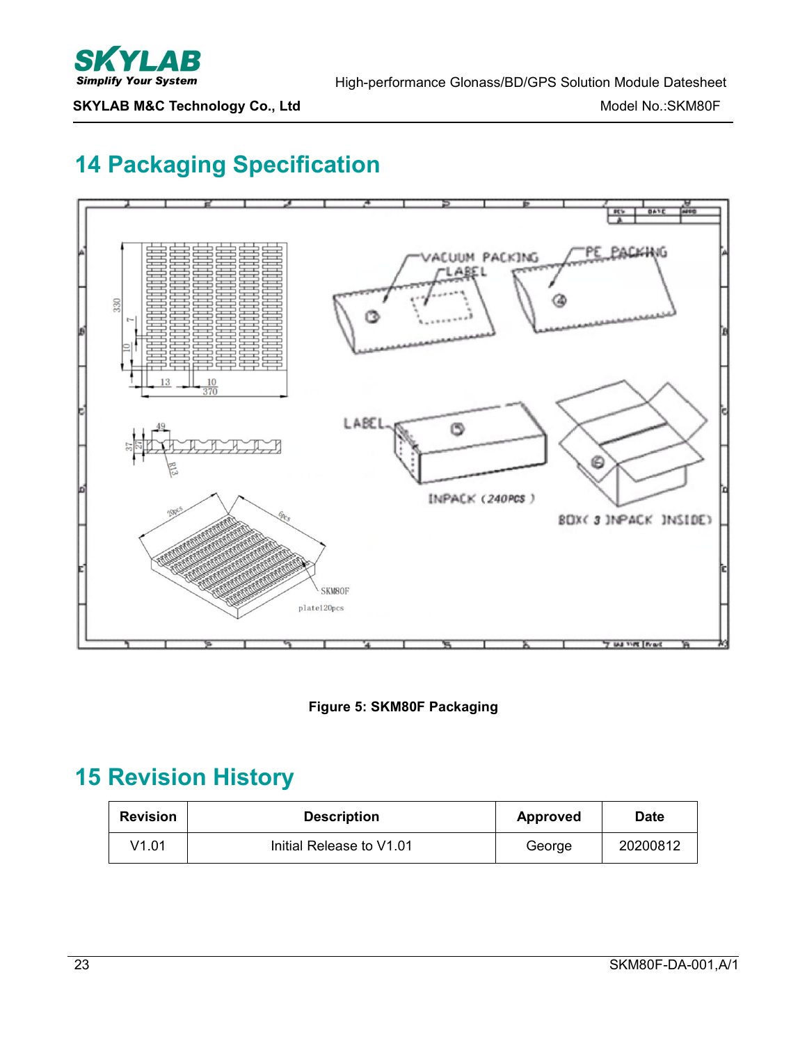# 14 Packaging Specification

Figure 5: SKM80F Packaging

# 15 Revision History

| Revision | Description | Approved | Date |
|---|---|---|---|
| V1.01 | Initial Release to V1.01 | George | 20200812 |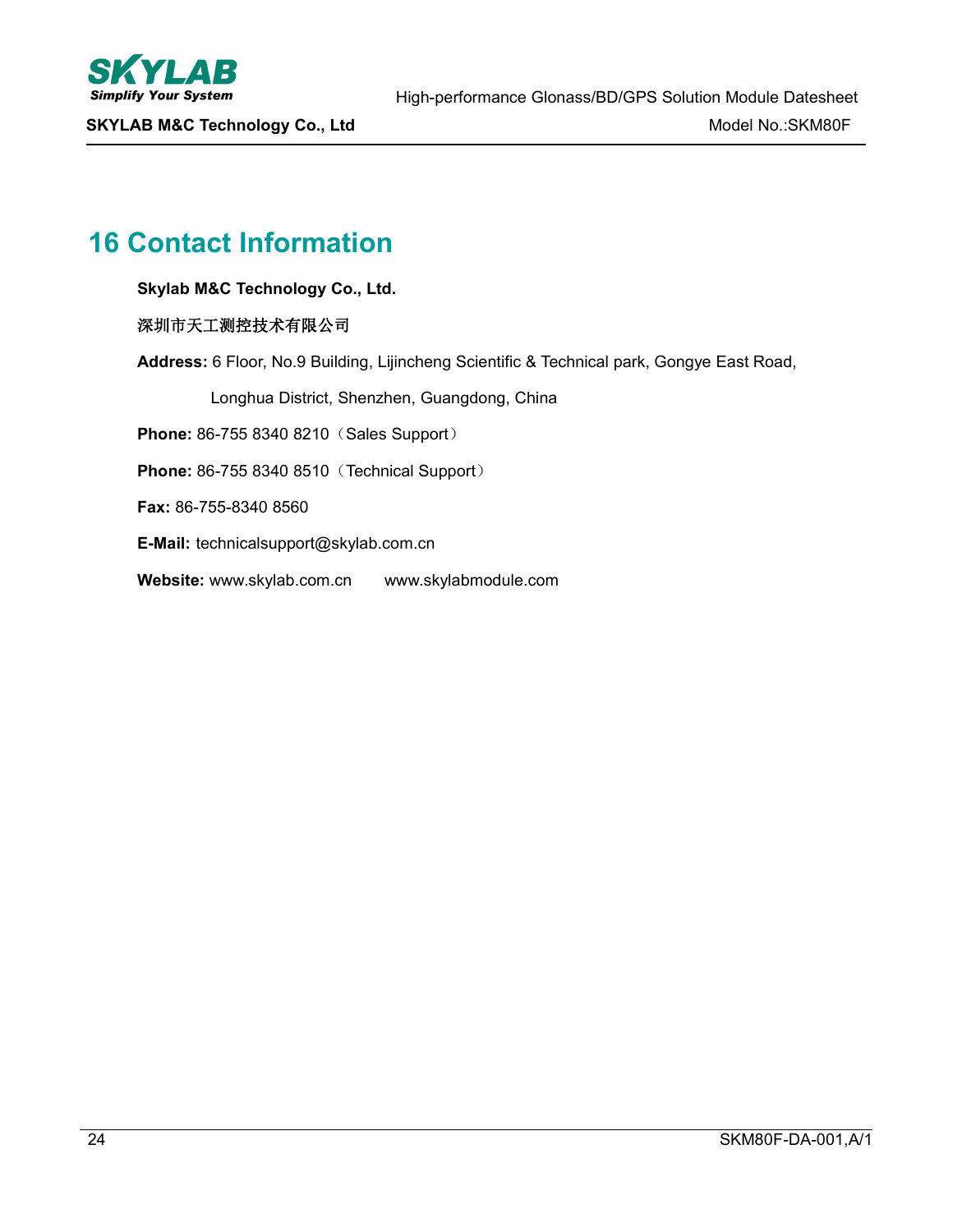# 16 Contact Information

**Skylab M&C Technology Co., Ltd.**

深圳市天工测控技术有限公司

**Address:** 6 Floor, No.9 Building, Lijincheng Scientific & Technical park, Gongye East Road, Longhua District, Shenzhen, Guangdong, China

**Phone:** 86-755 8340 8210（Sales Support）

**Phone:** 86-755 8340 8510（Technical Support）

**Fax:** 86-755-8340 8560

**E-Mail:** technicalsupport@skylab.com.cn

**Website:** www.skylab.com.cn www.skylabmodule.com